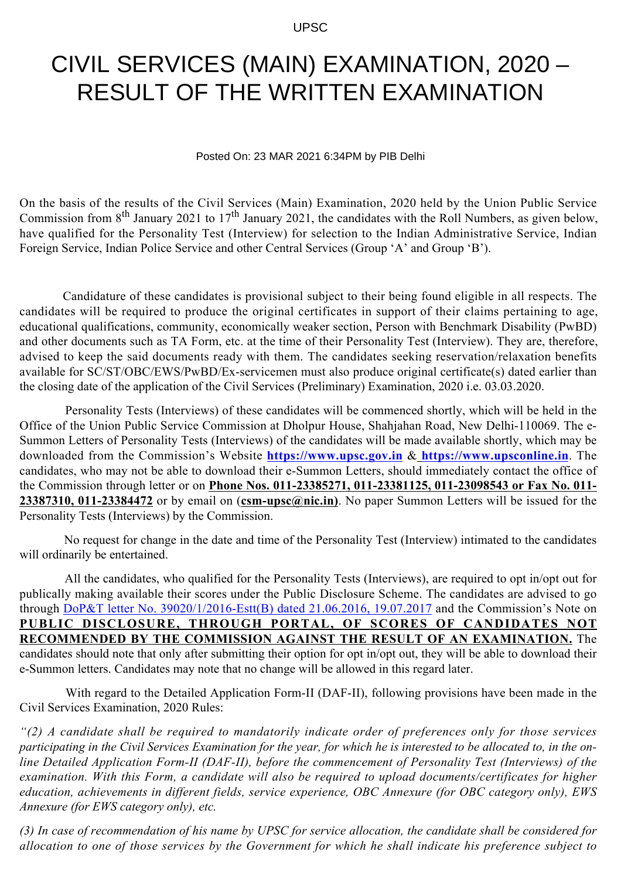UPSC

# CIVIL SERVICES (MAIN) EXAMINATION, 2020 – RESULT OF THE WRITTEN EXAMINATION

Posted On: 23 MAR 2021 6:34PM by PIB Delhi

On the basis of the results of the Civil Services (Main) Examination, 2020 held by the Union Public Service Commission from 8th January 2021 to 17th January 2021, the candidates with the Roll Numbers, as given below, have qualified for the Personality Test (Interview) for selection to the Indian Administrative Service, Indian Foreign Service, Indian Police Service and other Central Services (Group 'A' and Group 'B').

Candidature of these candidates is provisional subject to their being found eligible in all respects. The candidates will be required to produce the original certificates in support of their claims pertaining to age, educational qualifications, community, economically weaker section, Person with Benchmark Disability (PwBD) and other documents such as TA Form, etc. at the time of their Personality Test (Interview). They are, therefore, advised to keep the said documents ready with them. The candidates seeking reservation/relaxation benefits available for SC/ST/OBC/EWS/PwBD/Ex-servicemen must also produce original certificate(s) dated earlier than the closing date of the application of the Civil Services (Preliminary) Examination, 2020 i.e. 03.03.2020.

Personality Tests (Interviews) of these candidates will be commenced shortly, which will be held in the Office of the Union Public Service Commission at Dholpur House, Shahjahan Road, New Delhi-110069. The e-Summon Letters of Personality Tests (Interviews) of the candidates will be made available shortly, which may be downloaded from the Commission's Website **https://www.upsc.gov.in** & **https://www.upsconline.in**. The candidates, who may not be able to download their e-Summon Letters, should immediately contact the office of the Commission through letter or on **Phone Nos. 011-23385271, 011-23381125, 011-23098543 or Fax No. 011-23387310, 011-23384472** or by email on (**csm-upsc@nic.in)**. No paper Summon Letters will be issued for the Personality Tests (Interviews) by the Commission.

No request for change in the date and time of the Personality Test (Interview) intimated to the candidates will ordinarily be entertained.

All the candidates, who qualified for the Personality Tests (Interviews), are required to opt in/opt out for publically making available their scores under the Public Disclosure Scheme. The candidates are advised to go through DoP&T letter No. 39020/1/2016-Estt(B) dated 21.06.2016, 19.07.2017 and the Commission's Note on **PUBLIC DISCLOSURE, THROUGH PORTAL, OF SCORES OF CANDIDATES NOT RECOMMENDED BY THE COMMISSION AGAINST THE RESULT OF AN EXAMINATION.** The candidates should note that only after submitting their option for opt in/opt out, they will be able to download their e-Summon letters. Candidates may note that no change will be allowed in this regard later.

With regard to the Detailed Application Form-II (DAF-II), following provisions have been made in the Civil Services Examination, 2020 Rules:

*"(2) A candidate shall be required to mandatorily indicate order of preferences only for those services participating in the Civil Services Examination for the year, for which he is interested to be allocated to, in the on-line Detailed Application Form-II (DAF-II), before the commencement of Personality Test (Interviews) of the examination. With this Form, a candidate will also be required to upload documents/certificates for higher education, achievements in different fields, service experience, OBC Annexure (for OBC category only), EWS Annexure (for EWS category only), etc.*

*(3) In case of recommendation of his name by UPSC for service allocation, the candidate shall be considered for allocation to one of those services by the Government for which he shall indicate his preference subject to*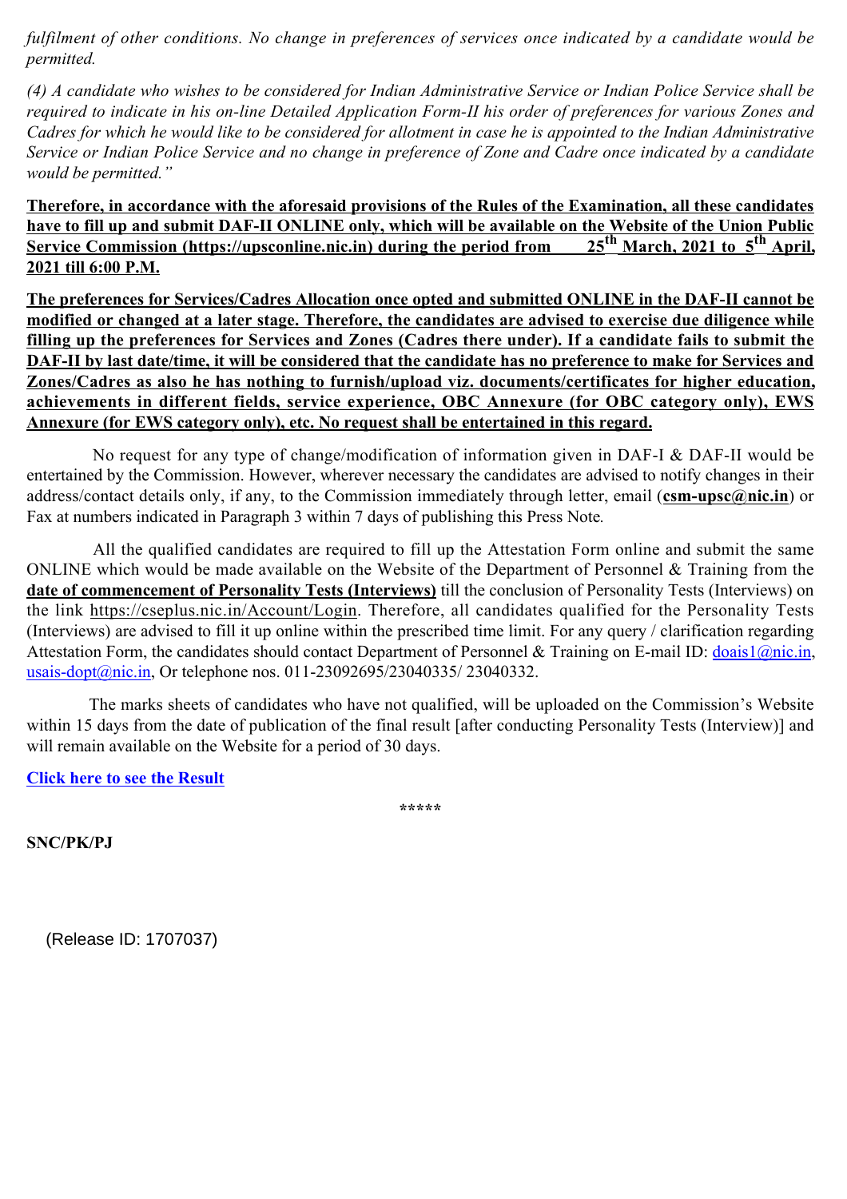*fulfilment of other conditions. No change in preferences of services once indicated by a candidate would be permitted.*

*(4) A candidate who wishes to be considered for Indian Administrative Service or Indian Police Service shall be required to indicate in his on-line Detailed Application Form-II his order of preferences for various Zones and Cadres for which he would like to be considered for allotment in case he is appointed to the Indian Administrative Service or Indian Police Service and no change in preference of Zone and Cadre once indicated by a candidate would be permitted."*

**Therefore, in accordance with the aforesaid provisions of the Rules of the Examination, all these candidates have to fill up and submit DAF-II ONLINE only, which will be available on the Website of the Union Public Service Commission (https://upsconline.nic.in) during the period from 25th March, 2021 to 5th April, 2021 till 6:00 P.M.**

**The preferences for Services/Cadres Allocation once opted and submitted ONLINE in the DAF-II cannot be modified or changed at a later stage. Therefore, the candidates are advised to exercise due diligence while filling up the preferences for Services and Zones (Cadres there under). If a candidate fails to submit the DAF-II by last date/time, it will be considered that the candidate has no preference to make for Services and Zones/Cadres as also he has nothing to furnish/upload viz. documents/certificates for higher education, achievements in different fields, service experience, OBC Annexure (for OBC category only), EWS Annexure (for EWS category only), etc. No request shall be entertained in this regard.**

No request for any type of change/modification of information given in DAF-I & DAF-II would be entertained by the Commission. However, wherever necessary the candidates are advised to notify changes in their address/contact details only, if any, to the Commission immediately through letter, email (**csm-upsc@nic.in**) or Fax at numbers indicated in Paragraph 3 within 7 days of publishing this Press Note.

All the qualified candidates are required to fill up the Attestation Form online and submit the same ONLINE which would be made available on the Website of the Department of Personnel & Training from the **date of commencement of Personality Tests (Interviews)** till the conclusion of Personality Tests (Interviews) on the link https://cseplus.nic.in/Account/Login. Therefore, all candidates qualified for the Personality Tests (Interviews) are advised to fill it up online within the prescribed time limit. For any query / clarification regarding Attestation Form, the candidates should contact Department of Personnel & Training on E-mail ID: doais1@nic.in, usais-dopt@nic.in, Or telephone nos. 011-23092695/23040335/ 23040332.

The marks sheets of candidates who have not qualified, will be uploaded on the Commission's Website within 15 days from the date of publication of the final result [after conducting Personality Tests (Interview)] and will remain available on the Website for a period of 30 days.

**Click here to see the Result**

\*\*\*\*\*

**SNC/PK/PJ**

(Release ID: 1707037)